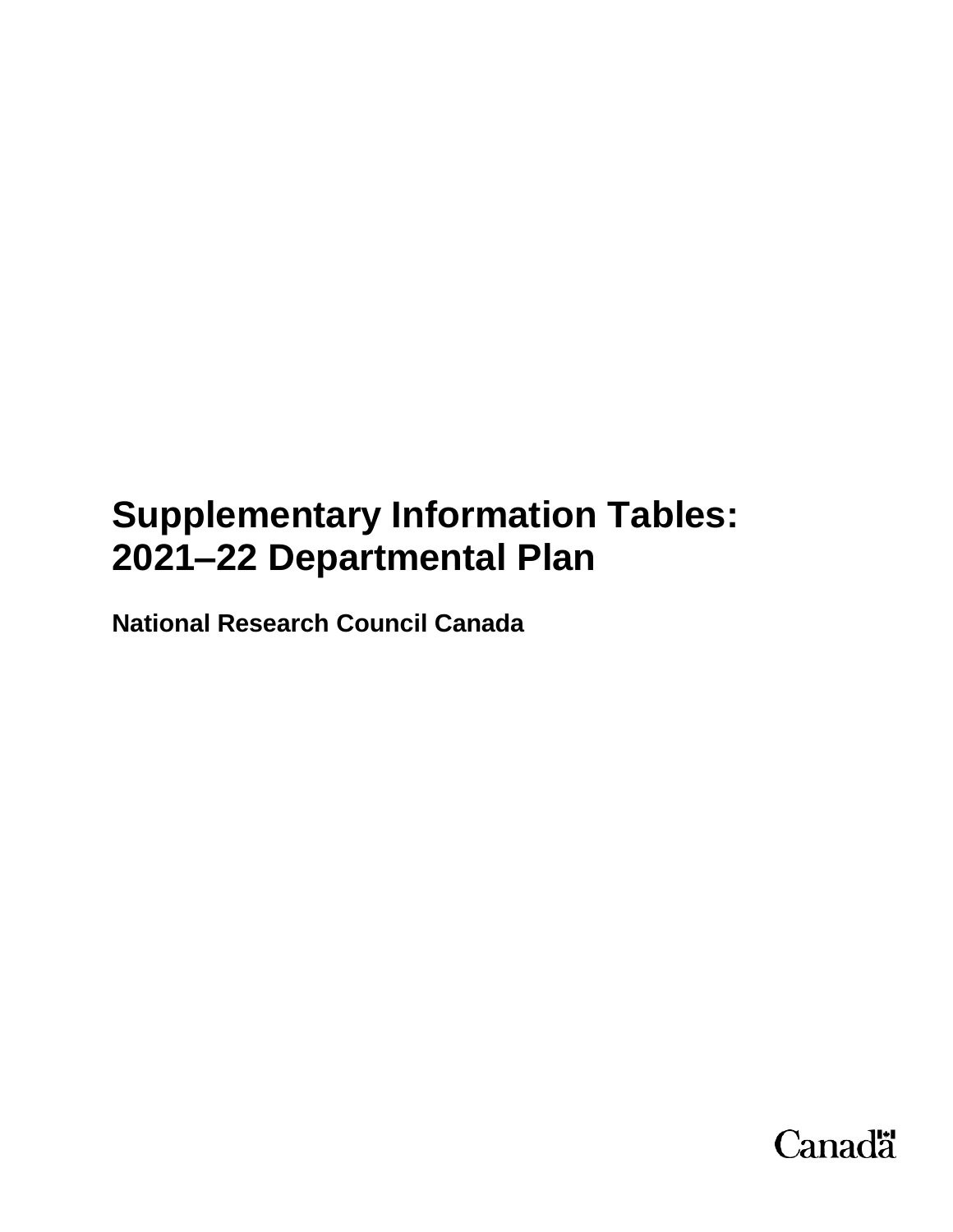# Supplementary Information Tables: 2021–22 Departmental Plan

**National Research Council Canada**

Canada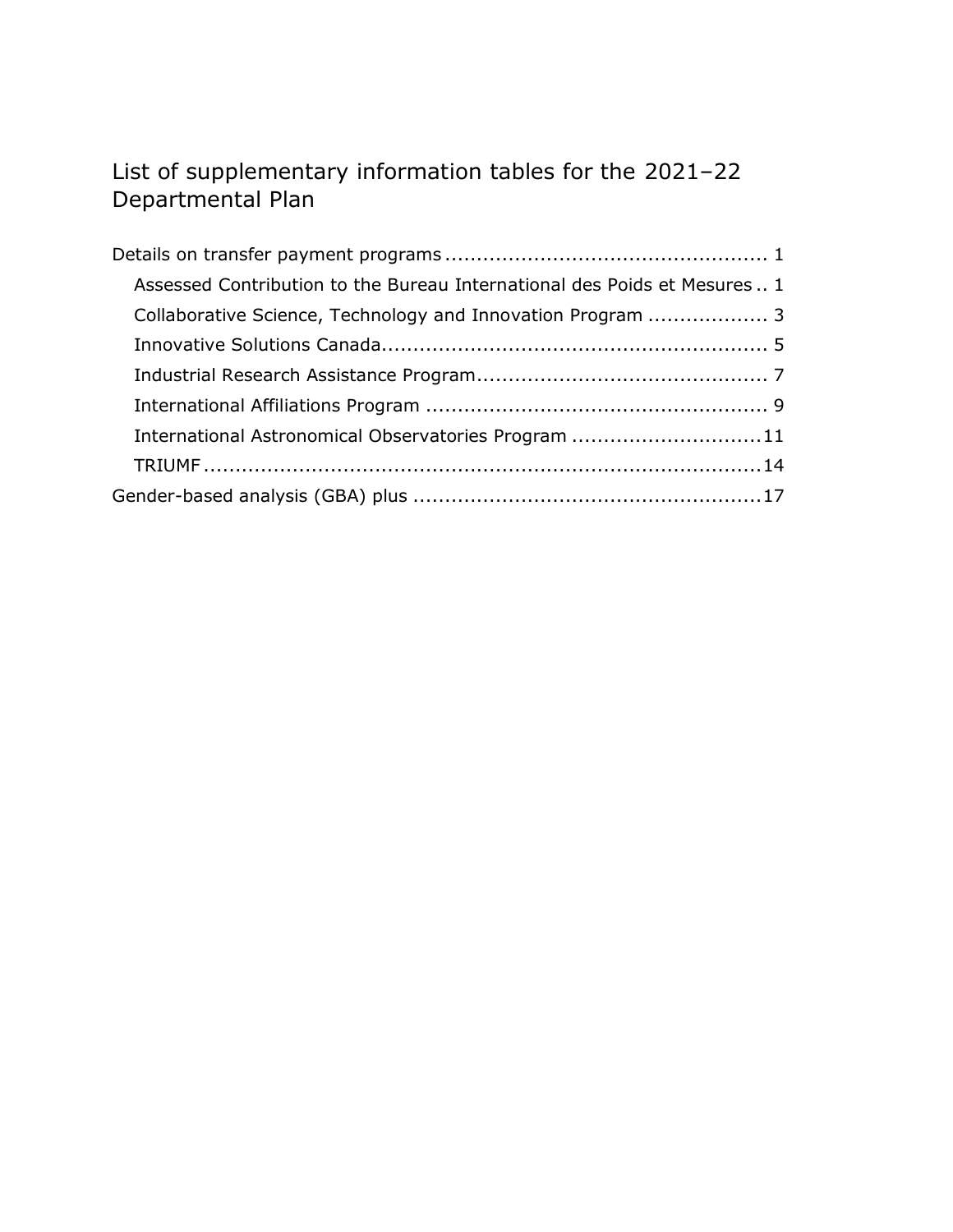# List of supplementary information tables for the 2021–22 Departmental Plan

- Details on transfer payment programs .................................................. 1
  - Assessed Contribution to the Bureau International des Poids et Mesures .. 1
  - Collaborative Science, Technology and Innovation Program .................. 3
  - Innovative Solutions Canada............................................................ 5
  - Industrial Research Assistance Program............................................ 7
  - International Affiliations Program .................................................... 9
  - International Astronomical Observatories Program .............................11
  - TRIUMF........................................................................................14
- Gender-based analysis (GBA) plus ......................................................17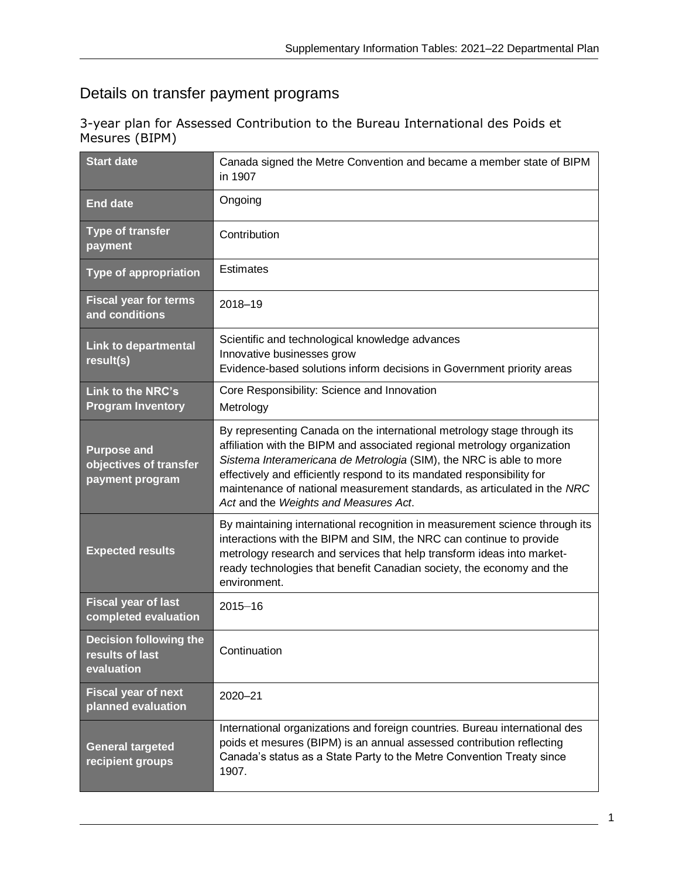## Details on transfer payment programs

### 3-year plan for Assessed Contribution to the Bureau International des Poids et Mesures (BIPM)

| | |
|---|---|
| **Start date** | Canada signed the Metre Convention and became a member state of BIPM in 1907 |
| **End date** | Ongoing |
| **Type of transfer payment** | Contribution |
| **Type of appropriation** | Estimates |
| **Fiscal year for terms and conditions** | 2018–19 |
| **Link to departmental result(s)** | Scientific and technological knowledge advances<br>Innovative businesses grow<br>Evidence-based solutions inform decisions in Government priority areas |
| **Link to the NRC's Program Inventory** | Core Responsibility: Science and Innovation<br>Metrology |
| **Purpose and objectives of transfer payment program** | By representing Canada on the international metrology stage through its affiliation with the BIPM and associated regional metrology organization *Sistema Interamericana de Metrologia* (SIM), the NRC is able to more effectively and efficiently respond to its mandated responsibility for maintenance of national measurement standards, as articulated in the *NRC Act* and the *Weights and Measures Act*. |
| **Expected results** | By maintaining international recognition in measurement science through its interactions with the BIPM and SIM, the NRC can continue to provide metrology research and services that help transform ideas into market-ready technologies that benefit Canadian society, the economy and the environment. |
| **Fiscal year of last completed evaluation** | 2015–16 |
| **Decision following the results of last evaluation** | Continuation |
| **Fiscal year of next planned evaluation** | 2020–21 |
| **General targeted recipient groups** | International organizations and foreign countries. Bureau international des poids et mesures (BIPM) is an annual assessed contribution reflecting Canada's status as a State Party to the Metre Convention Treaty since 1907. |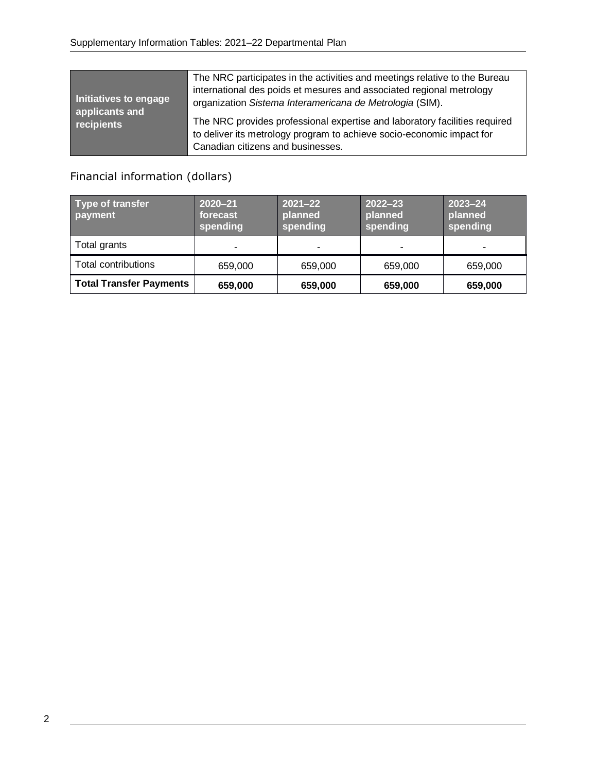| | |
| --- | --- |
| **Initiatives to engage applicants and recipients** | The NRC participates in the activities and meetings relative to the Bureau international des poids et mesures and associated regional metrology organization *Sistema Interamericana de Metrologia* (SIM).<br><br>The NRC provides professional expertise and laboratory facilities required to deliver its metrology program to achieve socio-economic impact for Canadian citizens and businesses. |

## Financial information (dollars)

| Type of transfer payment | 2020–21 forecast spending | 2021–22 planned spending | 2022–23 planned spending | 2023–24 planned spending |
| --- | --- | --- | --- | --- |
| Total grants | - | - | - | - |
| Total contributions | 659,000 | 659,000 | 659,000 | 659,000 |
| **Total Transfer Payments** | **659,000** | **659,000** | **659,000** | **659,000** |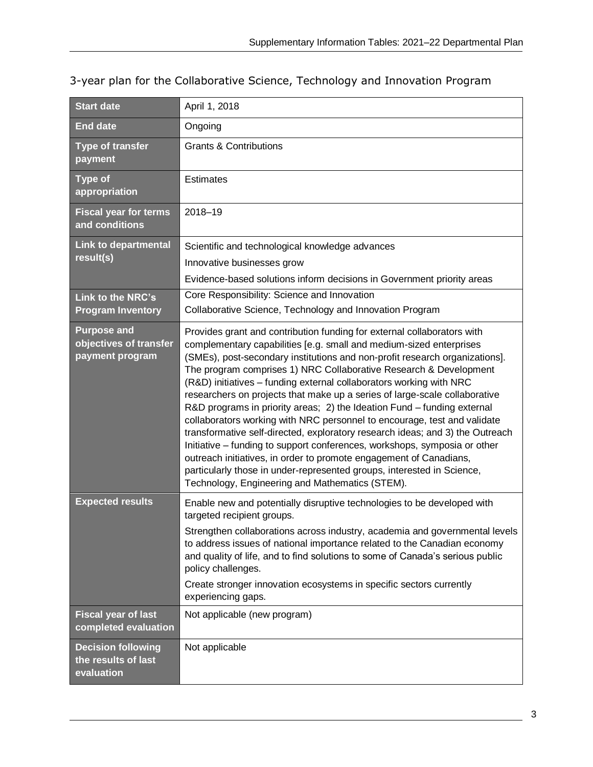## 3-year plan for the Collaborative Science, Technology and Innovation Program

| | |
|---|---|
| **Start date** | April 1, 2018 |
| **End date** | Ongoing |
| **Type of transfer payment** | Grants & Contributions |
| **Type of appropriation** | Estimates |
| **Fiscal year for terms and conditions** | 2018–19 |
| **Link to departmental result(s)** | Scientific and technological knowledge advances<br>Innovative businesses grow<br>Evidence-based solutions inform decisions in Government priority areas |
| **Link to the NRC's Program Inventory** | Core Responsibility: Science and Innovation<br>Collaborative Science, Technology and Innovation Program |
| **Purpose and objectives of transfer payment program** | Provides grant and contribution funding for external collaborators with complementary capabilities [e.g. small and medium-sized enterprises (SMEs), post-secondary institutions and non-profit research organizations]. The program comprises 1) NRC Collaborative Research & Development (R&D) initiatives – funding external collaborators working with NRC researchers on projects that make up a series of large-scale collaborative R&D programs in priority areas; 2) the Ideation Fund – funding external collaborators working with NRC personnel to encourage, test and validate transformative self-directed, exploratory research ideas; and 3) the Outreach Initiative – funding to support conferences, workshops, symposia or other outreach initiatives, in order to promote engagement of Canadians, particularly those in under-represented groups, interested in Science, Technology, Engineering and Mathematics (STEM). |
| **Expected results** | Enable new and potentially disruptive technologies to be developed with targeted recipient groups.<br>Strengthen collaborations across industry, academia and governmental levels to address issues of national importance related to the Canadian economy and quality of life, and to find solutions to some of Canada's serious public policy challenges.<br>Create stronger innovation ecosystems in specific sectors currently experiencing gaps. |
| **Fiscal year of last completed evaluation** | Not applicable (new program) |
| **Decision following the results of last evaluation** | Not applicable |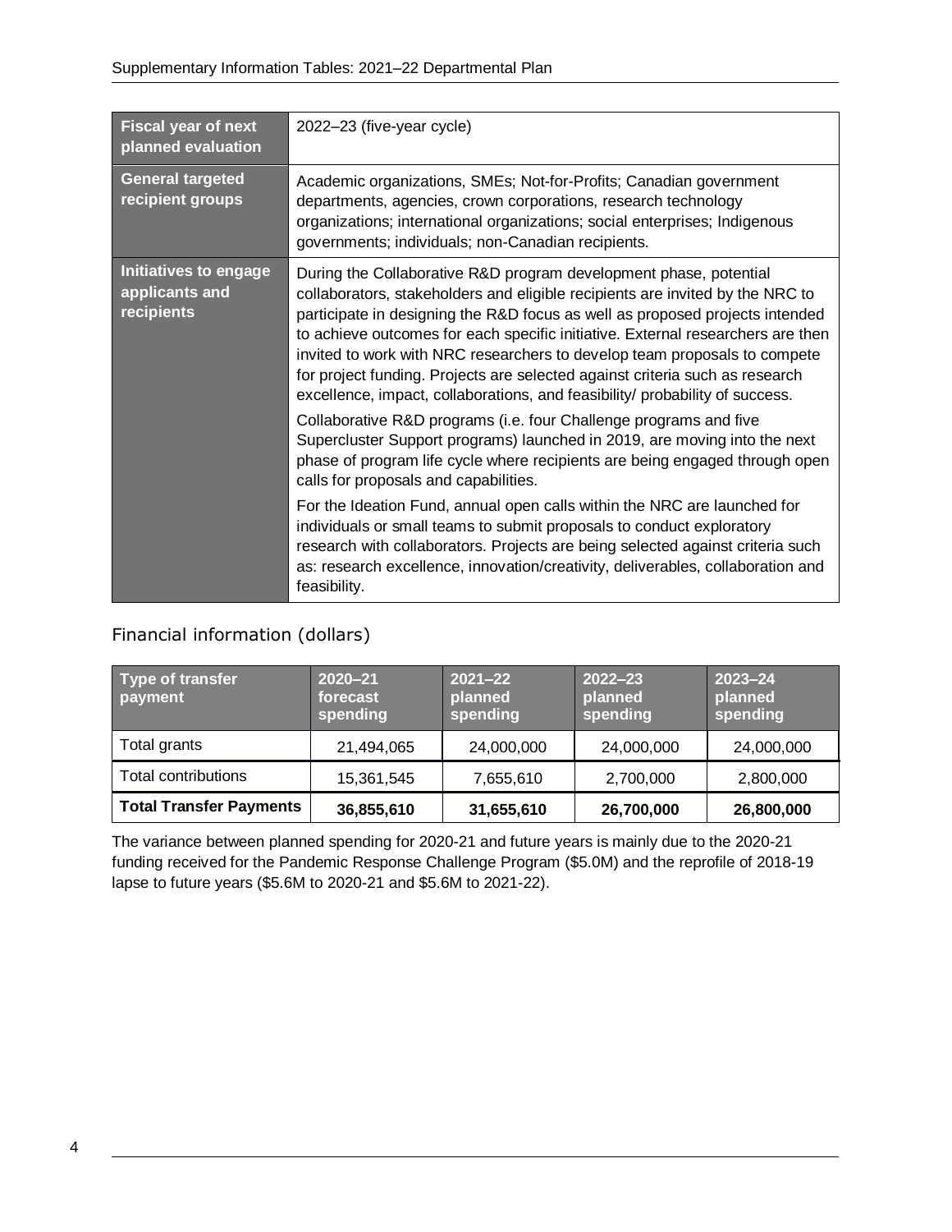| | |
|---|---|
| **Fiscal year of next planned evaluation** | 2022–23 (five-year cycle) |
| **General targeted recipient groups** | Academic organizations, SMEs; Not-for-Profits; Canadian government departments, agencies, crown corporations, research technology organizations; international organizations; social enterprises; Indigenous governments; individuals; non-Canadian recipients. |
| **Initiatives to engage applicants and recipients** | During the Collaborative R&D program development phase, potential collaborators, stakeholders and eligible recipients are invited by the NRC to participate in designing the R&D focus as well as proposed projects intended to achieve outcomes for each specific initiative. External researchers are then invited to work with NRC researchers to develop team proposals to compete for project funding. Projects are selected against criteria such as research excellence, impact, collaborations, and feasibility/ probability of success.<br><br>Collaborative R&D programs (i.e. four Challenge programs and five Supercluster Support programs) launched in 2019, are moving into the next phase of program life cycle where recipients are being engaged through open calls for proposals and capabilities.<br><br>For the Ideation Fund, annual open calls within the NRC are launched for individuals or small teams to submit proposals to conduct exploratory research with collaborators. Projects are being selected against criteria such as: research excellence, innovation/creativity, deliverables, collaboration and feasibility. |

## Financial information (dollars)

| Type of transfer payment | 2020–21 forecast spending | 2021–22 planned spending | 2022–23 planned spending | 2023–24 planned spending |
|---|---|---|---|---|
| Total grants | 21,494,065 | 24,000,000 | 24,000,000 | 24,000,000 |
| Total contributions | 15,361,545 | 7,655,610 | 2,700,000 | 2,800,000 |
| **Total Transfer Payments** | **36,855,610** | **31,655,610** | **26,700,000** | **26,800,000** |

The variance between planned spending for 2020-21 and future years is mainly due to the 2020-21 funding received for the Pandemic Response Challenge Program ($5.0M) and the reprofile of 2018-19 lapse to future years ($5.6M to 2020-21 and $5.6M to 2021-22).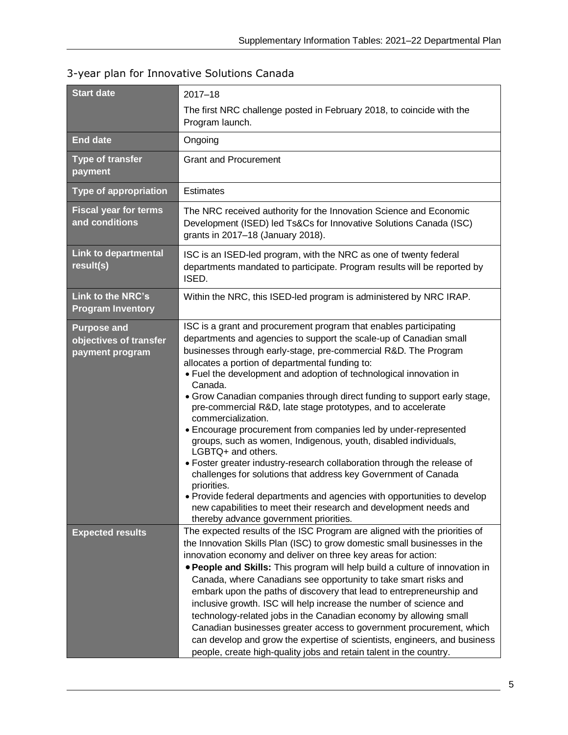## 3-year plan for Innovative Solutions Canada

| | |
|---|---|
| **Start date** | 2017–18<br>The first NRC challenge posted in February 2018, to coincide with the Program launch. |
| **End date** | Ongoing |
| **Type of transfer payment** | Grant and Procurement |
| **Type of appropriation** | Estimates |
| **Fiscal year for terms and conditions** | The NRC received authority for the Innovation Science and Economic Development (ISED) led Ts&Cs for Innovative Solutions Canada (ISC) grants in 2017–18 (January 2018). |
| **Link to departmental result(s)** | ISC is an ISED-led program, with the NRC as one of twenty federal departments mandated to participate. Program results will be reported by ISED. |
| **Link to the NRC's Program Inventory** | Within the NRC, this ISED-led program is administered by NRC IRAP. |
| **Purpose and objectives of transfer payment program** | ISC is a grant and procurement program that enables participating departments and agencies to support the scale-up of Canadian small businesses through early-stage, pre-commercial R&D. The Program allocates a portion of departmental funding to:<br>• Fuel the development and adoption of technological innovation in Canada.<br>• Grow Canadian companies through direct funding to support early stage, pre-commercial R&D, late stage prototypes, and to accelerate commercialization.<br>• Encourage procurement from companies led by under-represented groups, such as women, Indigenous, youth, disabled individuals, LGBTQ+ and others.<br>• Foster greater industry-research collaboration through the release of challenges for solutions that address key Government of Canada priorities.<br>• Provide federal departments and agencies with opportunities to develop new capabilities to meet their research and development needs and thereby advance government priorities. |
| **Expected results** | The expected results of the ISC Program are aligned with the priorities of the Innovation Skills Plan (ISC) to grow domestic small businesses in the innovation economy and deliver on three key areas for action:<br>• **People and Skills:** This program will help build a culture of innovation in Canada, where Canadians see opportunity to take smart risks and embark upon the paths of discovery that lead to entrepreneurship and inclusive growth. ISC will help increase the number of science and technology-related jobs in the Canadian economy by allowing small Canadian businesses greater access to government procurement, which can develop and grow the expertise of scientists, engineers, and business people, create high-quality jobs and retain talent in the country. |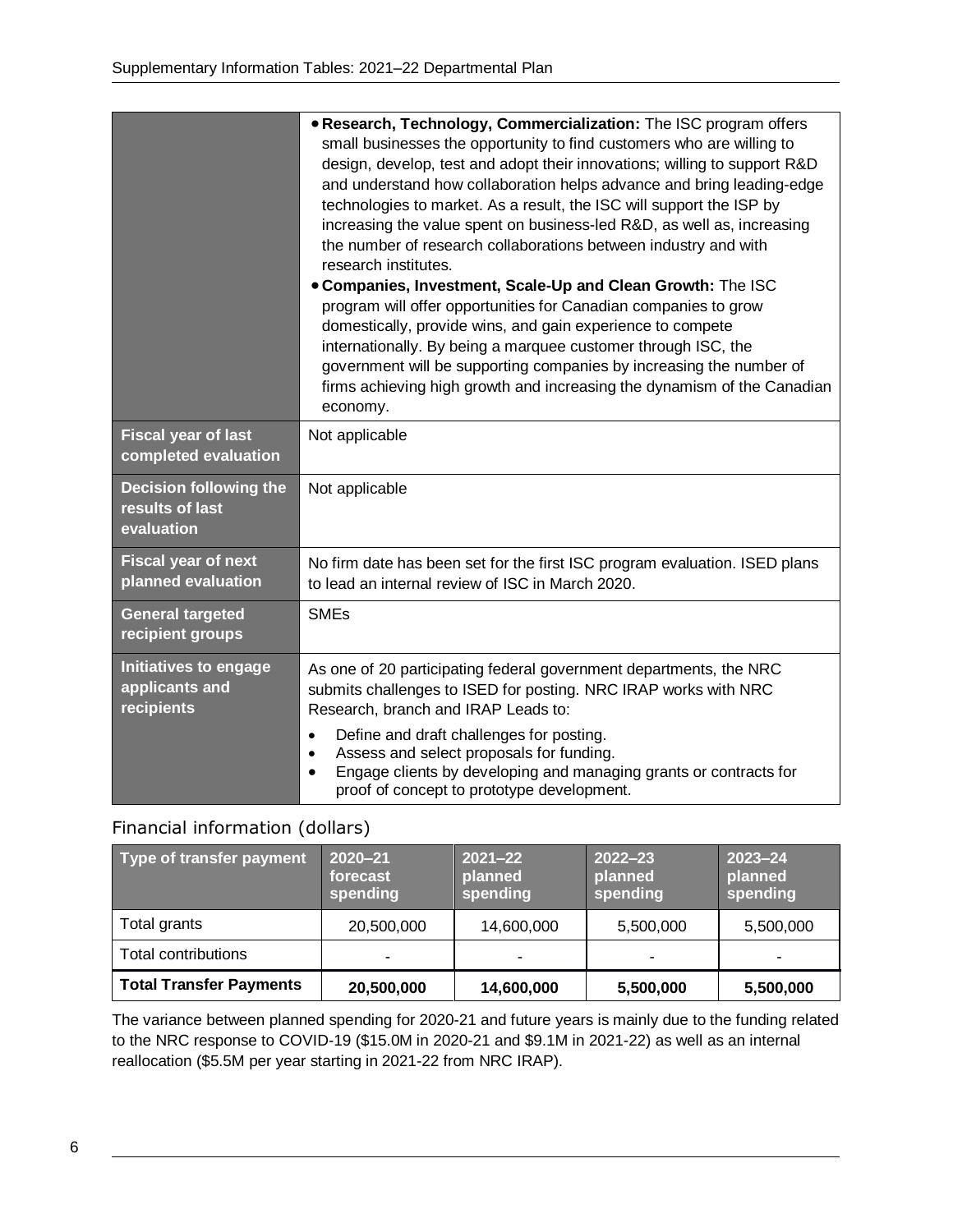| | |
|---|---|
| | • **Research, Technology, Commercialization:** The ISC program offers small businesses the opportunity to find customers who are willing to design, develop, test and adopt their innovations; willing to support R&D and understand how collaboration helps advance and bring leading-edge technologies to market. As a result, the ISC will support the ISP by increasing the value spent on business-led R&D, as well as, increasing the number of research collaborations between industry and with research institutes.<br>• **Companies, Investment, Scale-Up and Clean Growth:** The ISC program will offer opportunities for Canadian companies to grow domestically, provide wins, and gain experience to compete internationally. By being a marquee customer through ISC, the government will be supporting companies by increasing the number of firms achieving high growth and increasing the dynamism of the Canadian economy. |
| **Fiscal year of last completed evaluation** | Not applicable |
| **Decision following the results of last evaluation** | Not applicable |
| **Fiscal year of next planned evaluation** | No firm date has been set for the first ISC program evaluation. ISED plans to lead an internal review of ISC in March 2020. |
| **General targeted recipient groups** | SMEs |
| **Initiatives to engage applicants and recipients** | As one of 20 participating federal government departments, the NRC submits challenges to ISED for posting. NRC IRAP works with NRC Research, branch and IRAP Leads to:<br>• Define and draft challenges for posting.<br>• Assess and select proposals for funding.<br>• Engage clients by developing and managing grants or contracts for proof of concept to prototype development. |

## Financial information (dollars)

| Type of transfer payment | 2020–21 forecast spending | 2021–22 planned spending | 2022–23 planned spending | 2023–24 planned spending |
|---|---|---|---|---|
| Total grants | 20,500,000 | 14,600,000 | 5,500,000 | 5,500,000 |
| Total contributions | - | - | - | - |
| **Total Transfer Payments** | **20,500,000** | **14,600,000** | **5,500,000** | **5,500,000** |

The variance between planned spending for 2020-21 and future years is mainly due to the funding related to the NRC response to COVID-19 ($15.0M in 2020-21 and $9.1M in 2021-22) as well as an internal reallocation ($5.5M per year starting in 2021-22 from NRC IRAP).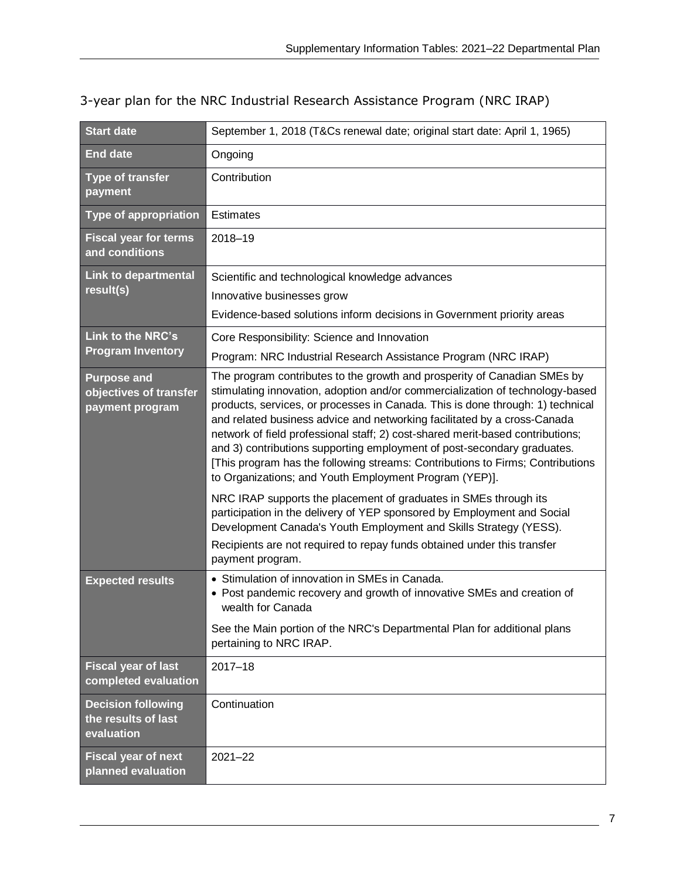## 3-year plan for the NRC Industrial Research Assistance Program (NRC IRAP)

| | |
|---|---|
| **Start date** | September 1, 2018 (T&Cs renewal date; original start date: April 1, 1965) |
| **End date** | Ongoing |
| **Type of transfer payment** | Contribution |
| **Type of appropriation** | Estimates |
| **Fiscal year for terms and conditions** | 2018–19 |
| **Link to departmental result(s)** | Scientific and technological knowledge advances<br>Innovative businesses grow<br>Evidence-based solutions inform decisions in Government priority areas |
| **Link to the NRC's Program Inventory** | Core Responsibility: Science and Innovation<br>Program: NRC Industrial Research Assistance Program (NRC IRAP) |
| **Purpose and objectives of transfer payment program** | The program contributes to the growth and prosperity of Canadian SMEs by stimulating innovation, adoption and/or commercialization of technology-based products, services, or processes in Canada. This is done through: 1) technical and related business advice and networking facilitated by a cross-Canada network of field professional staff; 2) cost-shared merit-based contributions; and 3) contributions supporting employment of post-secondary graduates. [This program has the following streams: Contributions to Firms; Contributions to Organizations; and Youth Employment Program (YEP)].<br><br>NRC IRAP supports the placement of graduates in SMEs through its participation in the delivery of YEP sponsored by Employment and Social Development Canada's Youth Employment and Skills Strategy (YESS).<br><br>Recipients are not required to repay funds obtained under this transfer payment program. |
| **Expected results** | • Stimulation of innovation in SMEs in Canada.<br>• Post pandemic recovery and growth of innovative SMEs and creation of wealth for Canada<br><br>See the Main portion of the NRC's Departmental Plan for additional plans pertaining to NRC IRAP. |
| **Fiscal year of last completed evaluation** | 2017–18 |
| **Decision following the results of last evaluation** | Continuation |
| **Fiscal year of next planned evaluation** | 2021–22 |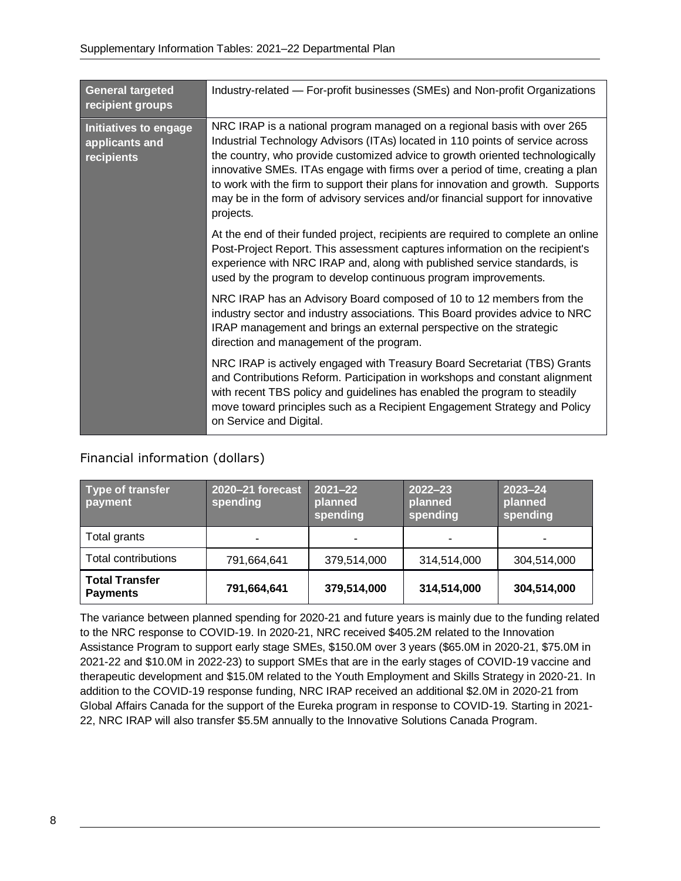| | |
|---|---|
| **General targeted recipient groups** | Industry-related — For-profit businesses (SMEs) and Non-profit Organizations |
| **Initiatives to engage applicants and recipients** | NRC IRAP is a national program managed on a regional basis with over 265 Industrial Technology Advisors (ITAs) located in 110 points of service across the country, who provide customized advice to growth oriented technologically innovative SMEs. ITAs engage with firms over a period of time, creating a plan to work with the firm to support their plans for innovation and growth. Supports may be in the form of advisory services and/or financial support for innovative projects.<br><br>At the end of their funded project, recipients are required to complete an online Post-Project Report. This assessment captures information on the recipient's experience with NRC IRAP and, along with published service standards, is used by the program to develop continuous program improvements.<br><br>NRC IRAP has an Advisory Board composed of 10 to 12 members from the industry sector and industry associations. This Board provides advice to NRC IRAP management and brings an external perspective on the strategic direction and management of the program.<br><br>NRC IRAP is actively engaged with Treasury Board Secretariat (TBS) Grants and Contributions Reform. Participation in workshops and constant alignment with recent TBS policy and guidelines has enabled the program to steadily move toward principles such as a Recipient Engagement Strategy and Policy on Service and Digital. |

## Financial information (dollars)

| Type of transfer payment | 2020–21 forecast spending | 2021–22 planned spending | 2022–23 planned spending | 2023–24 planned spending |
|---|---|---|---|---|
| Total grants | - | - | - | - |
| Total contributions | 791,664,641 | 379,514,000 | 314,514,000 | 304,514,000 |
| **Total Transfer Payments** | **791,664,641** | **379,514,000** | **314,514,000** | **304,514,000** |

The variance between planned spending for 2020-21 and future years is mainly due to the funding related to the NRC response to COVID-19. In 2020-21, NRC received $405.2M related to the Innovation Assistance Program to support early stage SMEs, $150.0M over 3 years ($65.0M in 2020-21, $75.0M in 2021-22 and $10.0M in 2022-23) to support SMEs that are in the early stages of COVID-19 vaccine and therapeutic development and $15.0M related to the Youth Employment and Skills Strategy in 2020-21. In addition to the COVID-19 response funding, NRC IRAP received an additional $2.0M in 2020-21 from Global Affairs Canada for the support of the Eureka program in response to COVID-19. Starting in 2021-22, NRC IRAP will also transfer $5.5M annually to the Innovative Solutions Canada Program.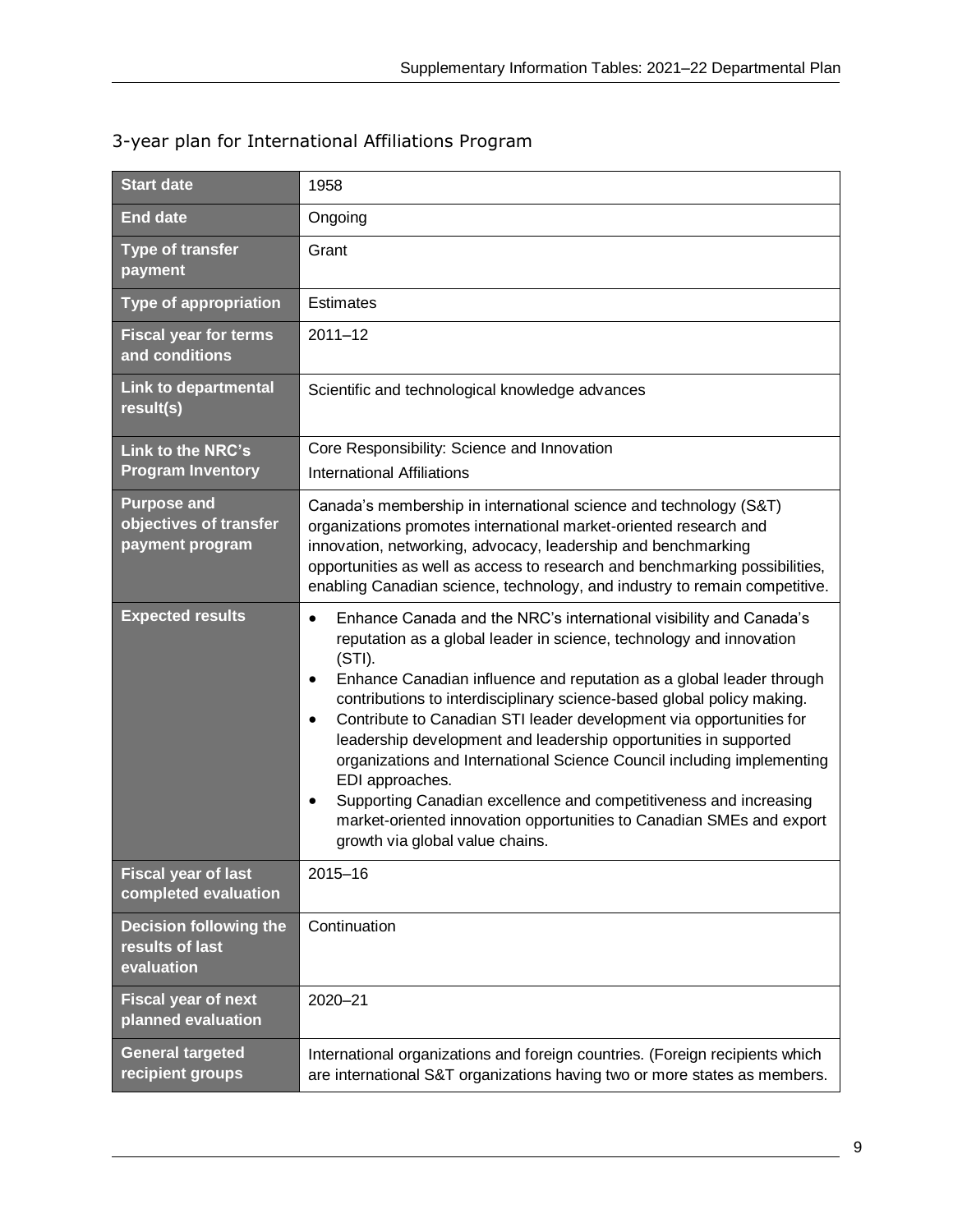## 3-year plan for International Affiliations Program

| | |
|---|---|
| **Start date** | 1958 |
| **End date** | Ongoing |
| **Type of transfer payment** | Grant |
| **Type of appropriation** | Estimates |
| **Fiscal year for terms and conditions** | 2011–12 |
| **Link to departmental result(s)** | Scientific and technological knowledge advances |
| **Link to the NRC's Program Inventory** | Core Responsibility: Science and Innovation<br>International Affiliations |
| **Purpose and objectives of transfer payment program** | Canada's membership in international science and technology (S&T) organizations promotes international market-oriented research and innovation, networking, advocacy, leadership and benchmarking opportunities as well as access to research and benchmarking possibilities, enabling Canadian science, technology, and industry to remain competitive. |
| **Expected results** | • Enhance Canada and the NRC's international visibility and Canada's reputation as a global leader in science, technology and innovation (STI).<br>• Enhance Canadian influence and reputation as a global leader through contributions to interdisciplinary science-based global policy making.<br>• Contribute to Canadian STI leader development via opportunities for leadership development and leadership opportunities in supported organizations and International Science Council including implementing EDI approaches.<br>• Supporting Canadian excellence and competitiveness and increasing market-oriented innovation opportunities to Canadian SMEs and export growth via global value chains. |
| **Fiscal year of last completed evaluation** | 2015–16 |
| **Decision following the results of last evaluation** | Continuation |
| **Fiscal year of next planned evaluation** | 2020–21 |
| **General targeted recipient groups** | International organizations and foreign countries. (Foreign recipients which are international S&T organizations having two or more states as members. |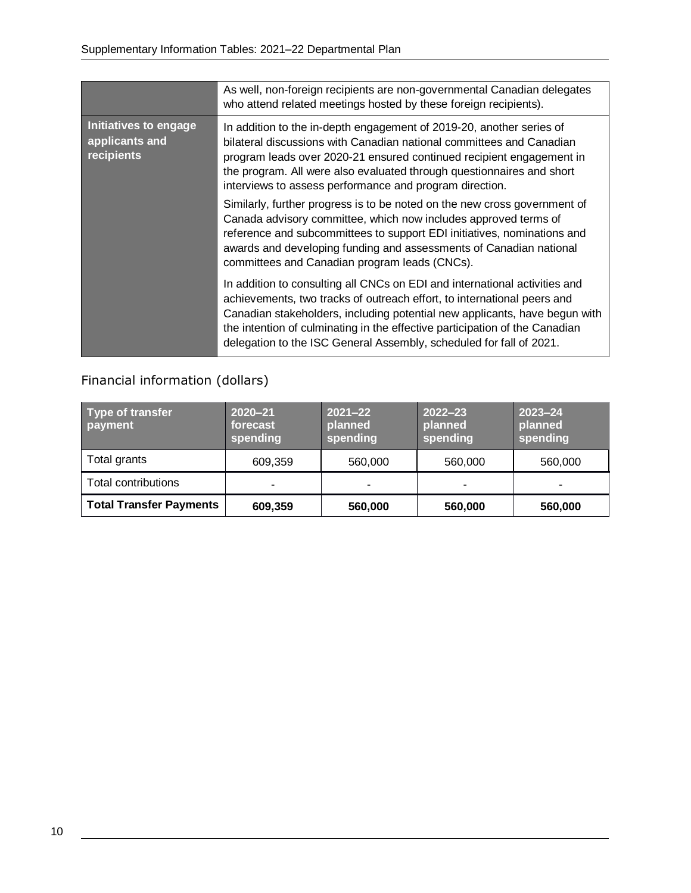| | |
|---|---|
| | As well, non-foreign recipients are non-governmental Canadian delegates who attend related meetings hosted by these foreign recipients). |
| **Initiatives to engage applicants and recipients** | In addition to the in-depth engagement of 2019-20, another series of bilateral discussions with Canadian national committees and Canadian program leads over 2020-21 ensured continued recipient engagement in the program. All were also evaluated through questionnaires and short interviews to assess performance and program direction.<br><br>Similarly, further progress is to be noted on the new cross government of Canada advisory committee, which now includes approved terms of reference and subcommittees to support EDI initiatives, nominations and awards and developing funding and assessments of Canadian national committees and Canadian program leads (CNCs).<br><br>In addition to consulting all CNCs on EDI and international activities and achievements, two tracks of outreach effort, to international peers and Canadian stakeholders, including potential new applicants, have begun with the intention of culminating in the effective participation of the Canadian delegation to the ISC General Assembly, scheduled for fall of 2021. |

## Financial information (dollars)

| Type of transfer payment | 2020–21 forecast spending | 2021–22 planned spending | 2022–23 planned spending | 2023–24 planned spending |
|---|---|---|---|---|
| Total grants | 609,359 | 560,000 | 560,000 | 560,000 |
| Total contributions | - | - | - | - |
| **Total Transfer Payments** | **609,359** | **560,000** | **560,000** | **560,000** |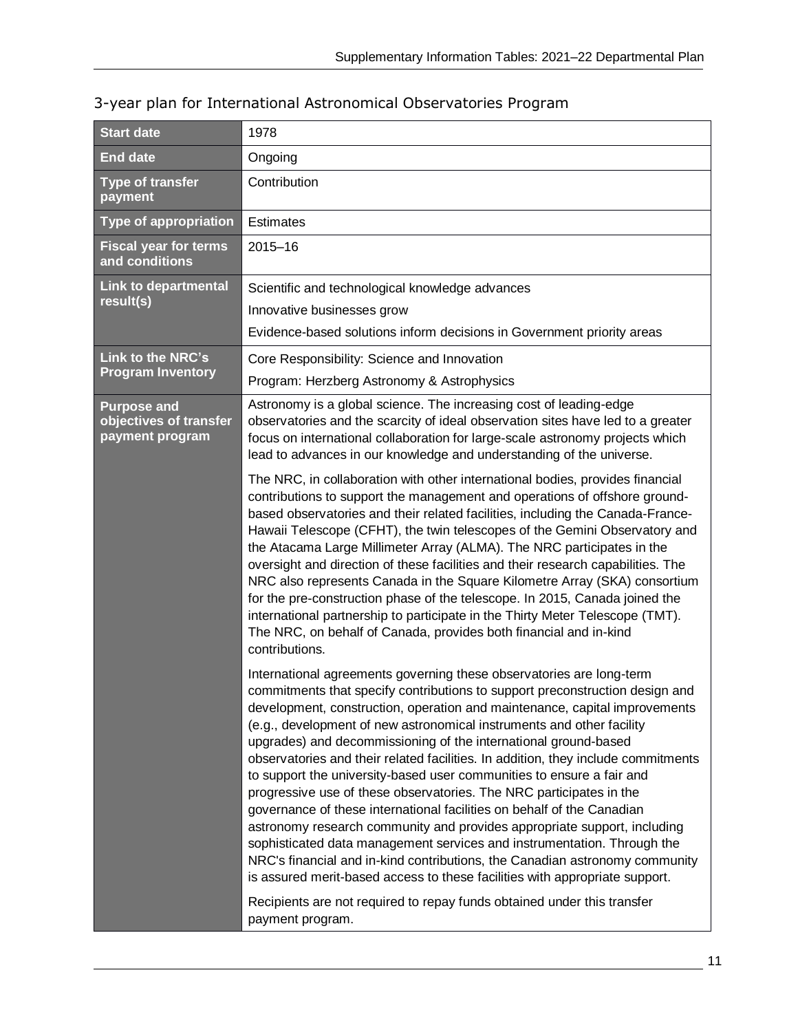## 3-year plan for International Astronomical Observatories Program

| | |
|---|---|
| **Start date** | 1978 |
| **End date** | Ongoing |
| **Type of transfer payment** | Contribution |
| **Type of appropriation** | Estimates |
| **Fiscal year for terms and conditions** | 2015–16 |
| **Link to departmental result(s)** | Scientific and technological knowledge advances<br>Innovative businesses grow<br>Evidence-based solutions inform decisions in Government priority areas |
| **Link to the NRC's Program Inventory** | Core Responsibility: Science and Innovation<br>Program: Herzberg Astronomy & Astrophysics |
| **Purpose and objectives of transfer payment program** | Astronomy is a global science. The increasing cost of leading-edge observatories and the scarcity of ideal observation sites have led to a greater focus on international collaboration for large-scale astronomy projects which lead to advances in our knowledge and understanding of the universe.<br><br>The NRC, in collaboration with other international bodies, provides financial contributions to support the management and operations of offshore ground-based observatories and their related facilities, including the Canada-France-Hawaii Telescope (CFHT), the twin telescopes of the Gemini Observatory and the Atacama Large Millimeter Array (ALMA). The NRC participates in the oversight and direction of these facilities and their research capabilities. The NRC also represents Canada in the Square Kilometre Array (SKA) consortium for the pre-construction phase of the telescope. In 2015, Canada joined the international partnership to participate in the Thirty Meter Telescope (TMT). The NRC, on behalf of Canada, provides both financial and in-kind contributions.<br><br>International agreements governing these observatories are long-term commitments that specify contributions to support preconstruction design and development, construction, operation and maintenance, capital improvements (e.g., development of new astronomical instruments and other facility upgrades) and decommissioning of the international ground-based observatories and their related facilities. In addition, they include commitments to support the university-based user communities to ensure a fair and progressive use of these observatories. The NRC participates in the governance of these international facilities on behalf of the Canadian astronomy research community and provides appropriate support, including sophisticated data management services and instrumentation. Through the NRC's financial and in-kind contributions, the Canadian astronomy community is assured merit-based access to these facilities with appropriate support.<br><br>Recipients are not required to repay funds obtained under this transfer payment program. |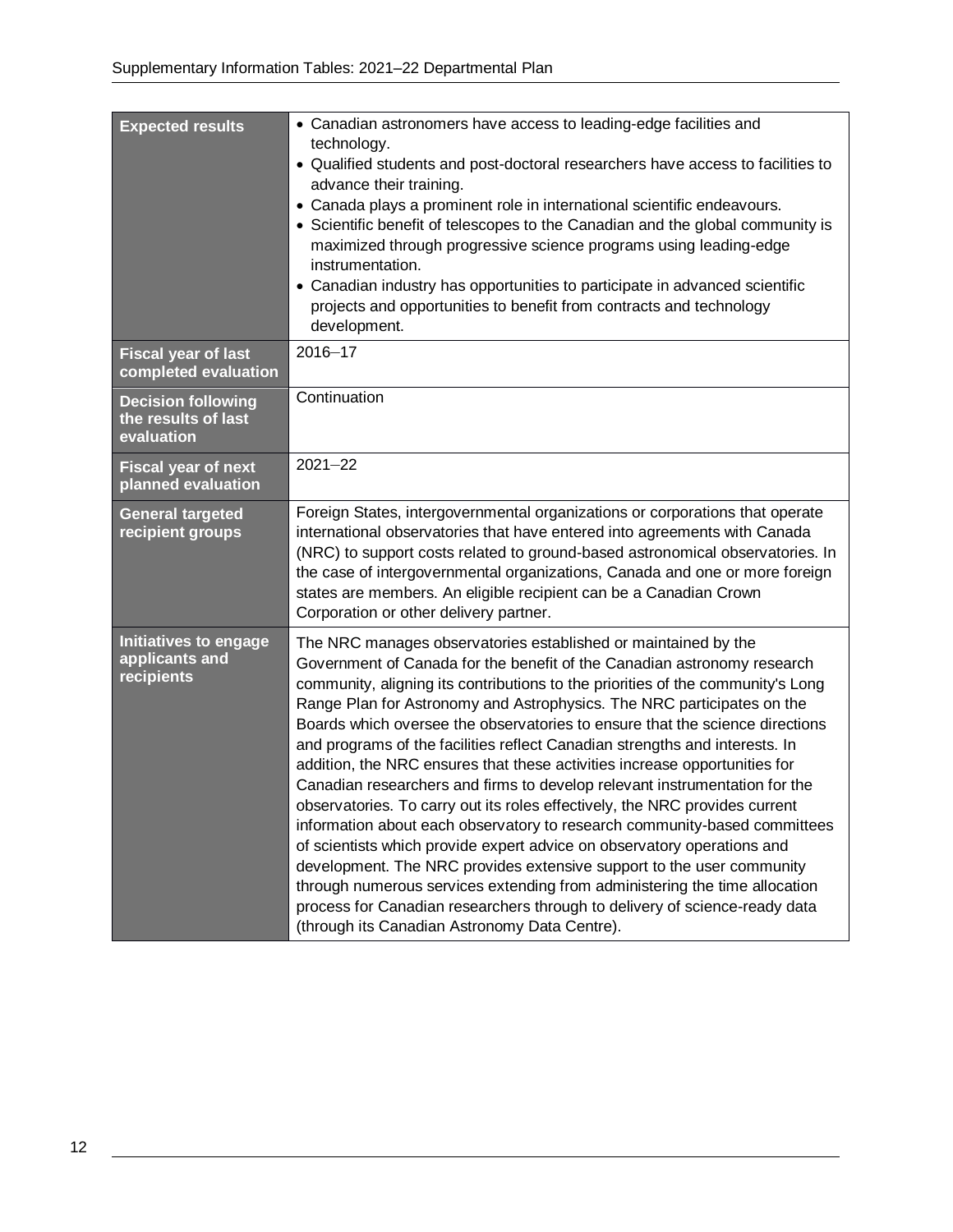| | |
|---|---|
| **Expected results** | • Canadian astronomers have access to leading-edge facilities and technology.<br>• Qualified students and post-doctoral researchers have access to facilities to advance their training.<br>• Canada plays a prominent role in international scientific endeavours.<br>• Scientific benefit of telescopes to the Canadian and the global community is maximized through progressive science programs using leading-edge instrumentation.<br>• Canadian industry has opportunities to participate in advanced scientific projects and opportunities to benefit from contracts and technology development. |
| **Fiscal year of last completed evaluation** | 2016–17 |
| **Decision following the results of last evaluation** | Continuation |
| **Fiscal year of next planned evaluation** | 2021–22 |
| **General targeted recipient groups** | Foreign States, intergovernmental organizations or corporations that operate international observatories that have entered into agreements with Canada (NRC) to support costs related to ground-based astronomical observatories. In the case of intergovernmental organizations, Canada and one or more foreign states are members. An eligible recipient can be a Canadian Crown Corporation or other delivery partner. |
| **Initiatives to engage applicants and recipients** | The NRC manages observatories established or maintained by the Government of Canada for the benefit of the Canadian astronomy research community, aligning its contributions to the priorities of the community's Long Range Plan for Astronomy and Astrophysics. The NRC participates on the Boards which oversee the observatories to ensure that the science directions and programs of the facilities reflect Canadian strengths and interests. In addition, the NRC ensures that these activities increase opportunities for Canadian researchers and firms to develop relevant instrumentation for the observatories. To carry out its roles effectively, the NRC provides current information about each observatory to research community-based committees of scientists which provide expert advice on observatory operations and development. The NRC provides extensive support to the user community through numerous services extending from administering the time allocation process for Canadian researchers through to delivery of science-ready data (through its Canadian Astronomy Data Centre). |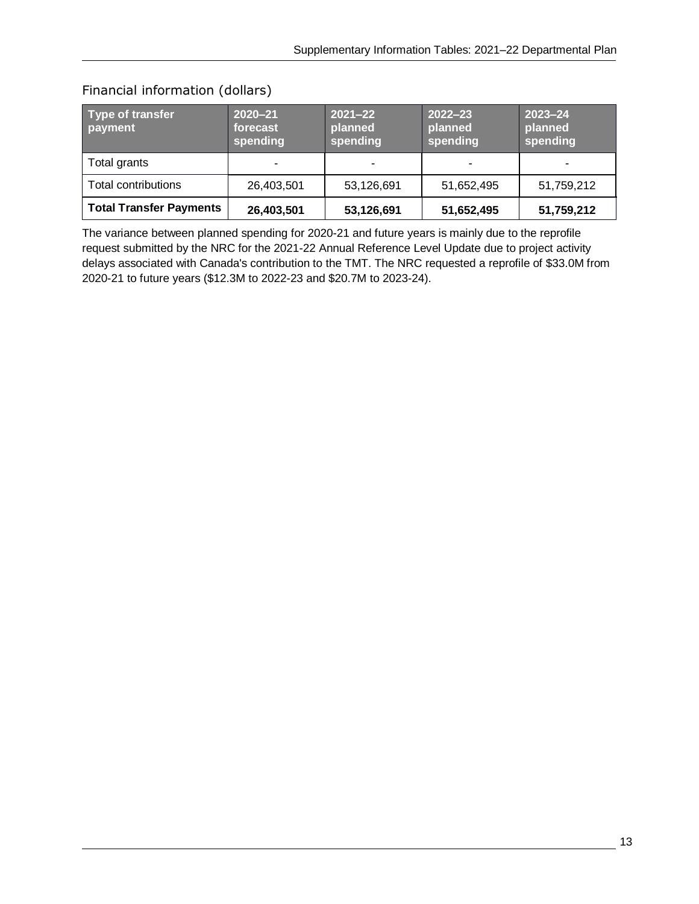## Financial information (dollars)

| Type of transfer payment | 2020–21 forecast spending | 2021–22 planned spending | 2022–23 planned spending | 2023–24 planned spending |
|---|---|---|---|---|
| Total grants | - | - | - | - |
| Total contributions | 26,403,501 | 53,126,691 | 51,652,495 | 51,759,212 |
| **Total Transfer Payments** | **26,403,501** | **53,126,691** | **51,652,495** | **51,759,212** |

The variance between planned spending for 2020-21 and future years is mainly due to the reprofile request submitted by the NRC for the 2021-22 Annual Reference Level Update due to project activity delays associated with Canada's contribution to the TMT. The NRC requested a reprofile of $33.0M from 2020-21 to future years ($12.3M to 2022-23 and $20.7M to 2023-24).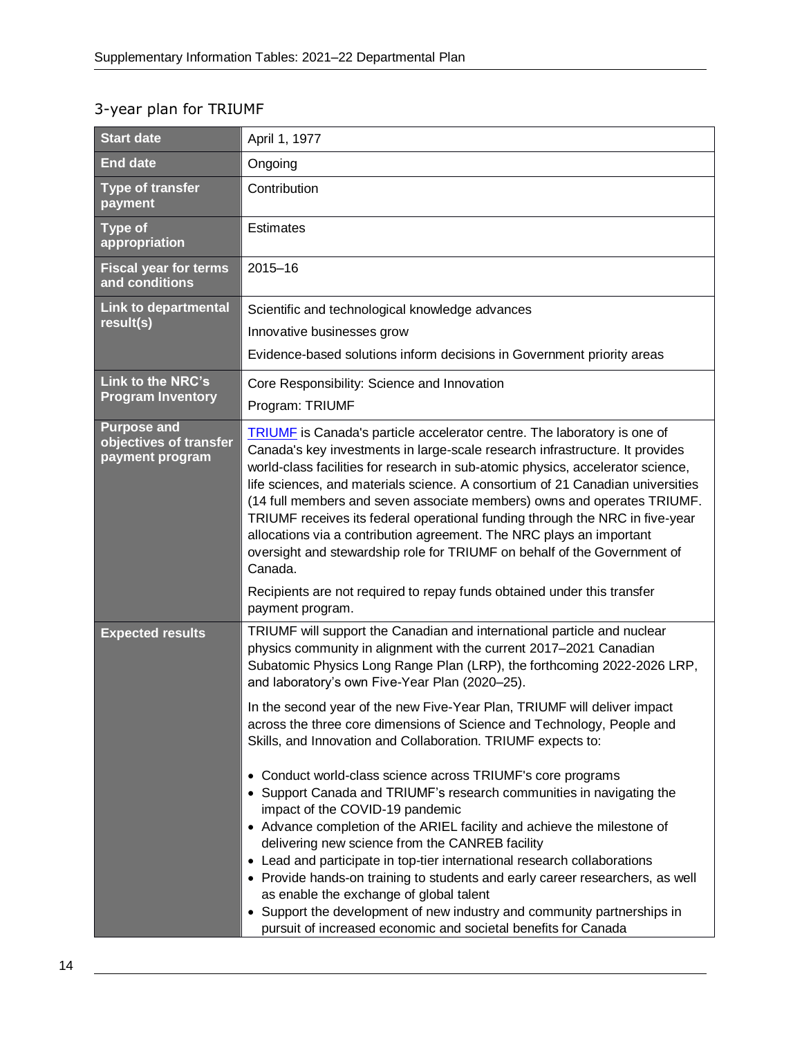## 3-year plan for TRIUMF

| | |
|---|---|
| **Start date** | April 1, 1977 |
| **End date** | Ongoing |
| **Type of transfer payment** | Contribution |
| **Type of appropriation** | Estimates |
| **Fiscal year for terms and conditions** | 2015–16 |
| **Link to departmental result(s)** | Scientific and technological knowledge advances<br>Innovative businesses grow<br>Evidence-based solutions inform decisions in Government priority areas |
| **Link to the NRC's Program Inventory** | Core Responsibility: Science and Innovation<br>Program: TRIUMF |
| **Purpose and objectives of transfer payment program** | TRIUMF is Canada's particle accelerator centre. The laboratory is one of Canada's key investments in large-scale research infrastructure. It provides world-class facilities for research in sub-atomic physics, accelerator science, life sciences, and materials science. A consortium of 21 Canadian universities (14 full members and seven associate members) owns and operates TRIUMF. TRIUMF receives its federal operational funding through the NRC in five-year allocations via a contribution agreement. The NRC plays an important oversight and stewardship role for TRIUMF on behalf of the Government of Canada.<br><br>Recipients are not required to repay funds obtained under this transfer payment program. |
| **Expected results** | TRIUMF will support the Canadian and international particle and nuclear physics community in alignment with the current 2017–2021 Canadian Subatomic Physics Long Range Plan (LRP), the forthcoming 2022-2026 LRP, and laboratory's own Five-Year Plan (2020–25).<br><br>In the second year of the new Five-Year Plan, TRIUMF will deliver impact across the three core dimensions of Science and Technology, People and Skills, and Innovation and Collaboration. TRIUMF expects to:<br><br>• Conduct world-class science across TRIUMF's core programs<br>• Support Canada and TRIUMF's research communities in navigating the impact of the COVID-19 pandemic<br>• Advance completion of the ARIEL facility and achieve the milestone of delivering new science from the CANREB facility<br>• Lead and participate in top-tier international research collaborations<br>• Provide hands-on training to students and early career researchers, as well as enable the exchange of global talent<br>• Support the development of new industry and community partnerships in pursuit of increased economic and societal benefits for Canada |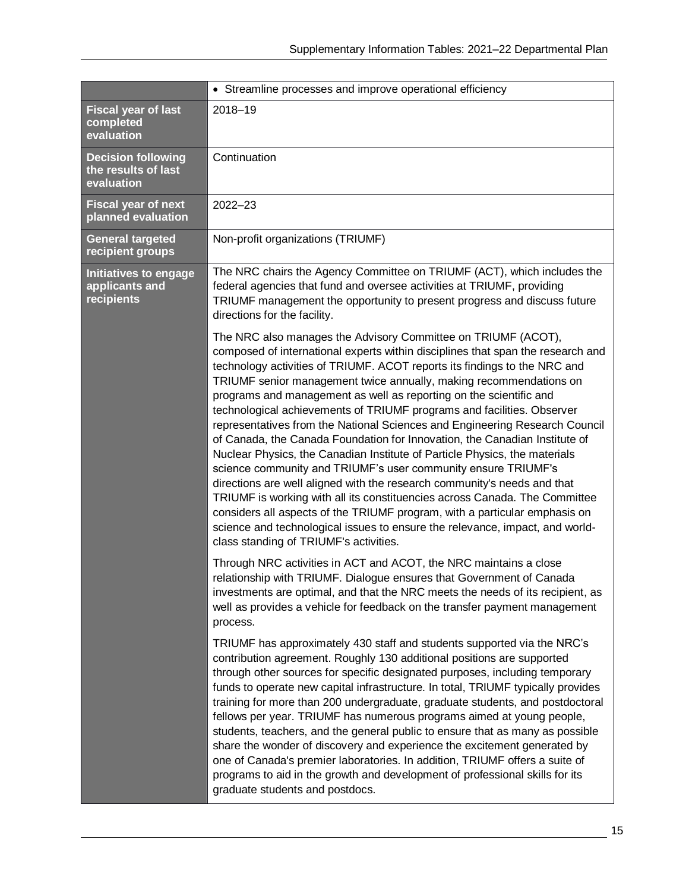| | |
|---|---|
| | • Streamline processes and improve operational efficiency |
| **Fiscal year of last completed evaluation** | 2018–19 |
| **Decision following the results of last evaluation** | Continuation |
| **Fiscal year of next planned evaluation** | 2022–23 |
| **General targeted recipient groups** | Non-profit organizations (TRIUMF) |
| **Initiatives to engage applicants and recipients** | The NRC chairs the Agency Committee on TRIUMF (ACT), which includes the federal agencies that fund and oversee activities at TRIUMF, providing TRIUMF management the opportunity to present progress and discuss future directions for the facility.<br><br>The NRC also manages the Advisory Committee on TRIUMF (ACOT), composed of international experts within disciplines that span the research and technology activities of TRIUMF. ACOT reports its findings to the NRC and TRIUMF senior management twice annually, making recommendations on programs and management as well as reporting on the scientific and technological achievements of TRIUMF programs and facilities. Observer representatives from the National Sciences and Engineering Research Council of Canada, the Canada Foundation for Innovation, the Canadian Institute of Nuclear Physics, the Canadian Institute of Particle Physics, the materials science community and TRIUMF's user community ensure TRIUMF's directions are well aligned with the research community's needs and that TRIUMF is working with all its constituencies across Canada. The Committee considers all aspects of the TRIUMF program, with a particular emphasis on science and technological issues to ensure the relevance, impact, and world-class standing of TRIUMF's activities.<br><br>Through NRC activities in ACT and ACOT, the NRC maintains a close relationship with TRIUMF. Dialogue ensures that Government of Canada investments are optimal, and that the NRC meets the needs of its recipient, as well as provides a vehicle for feedback on the transfer payment management process.<br><br>TRIUMF has approximately 430 staff and students supported via the NRC's contribution agreement. Roughly 130 additional positions are supported through other sources for specific designated purposes, including temporary funds to operate new capital infrastructure. In total, TRIUMF typically provides training for more than 200 undergraduate, graduate students, and postdoctoral fellows per year. TRIUMF has numerous programs aimed at young people, students, teachers, and the general public to ensure that as many as possible share the wonder of discovery and experience the excitement generated by one of Canada's premier laboratories. In addition, TRIUMF offers a suite of programs to aid in the growth and development of professional skills for its graduate students and postdocs. |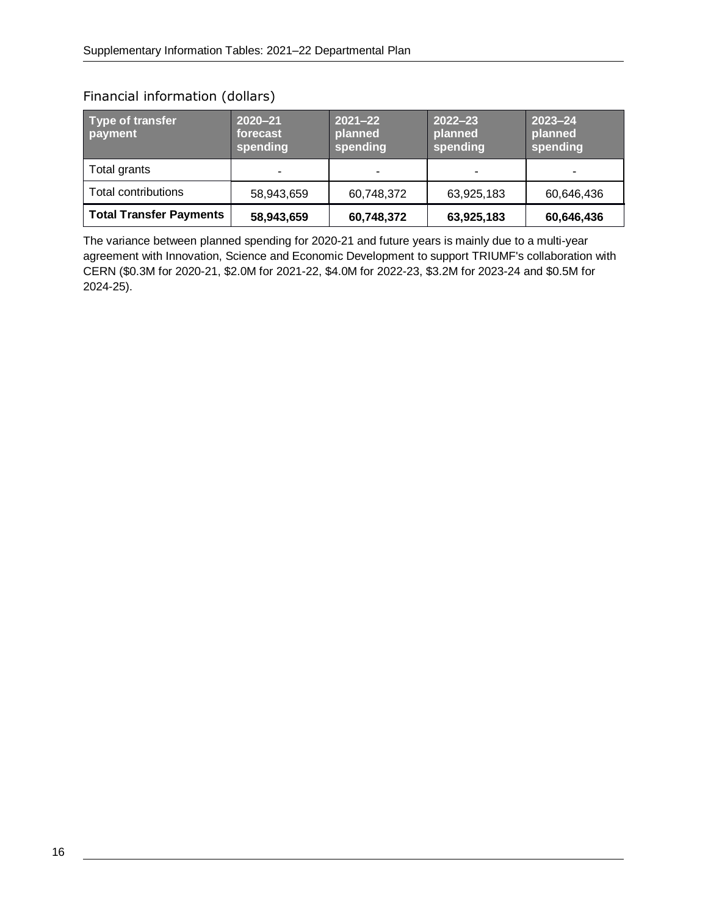### Financial information (dollars)

| Type of transfer payment | 2020–21 forecast spending | 2021–22 planned spending | 2022–23 planned spending | 2023–24 planned spending |
|---|---|---|---|---|
| Total grants | - | - | - | - |
| Total contributions | 58,943,659 | 60,748,372 | 63,925,183 | 60,646,436 |
| **Total Transfer Payments** | **58,943,659** | **60,748,372** | **63,925,183** | **60,646,436** |

The variance between planned spending for 2020-21 and future years is mainly due to a multi-year agreement with Innovation, Science and Economic Development to support TRIUMF's collaboration with CERN ($0.3M for 2020-21, $2.0M for 2021-22, $4.0M for 2022-23, $3.2M for 2023-24 and $0.5M for 2024-25).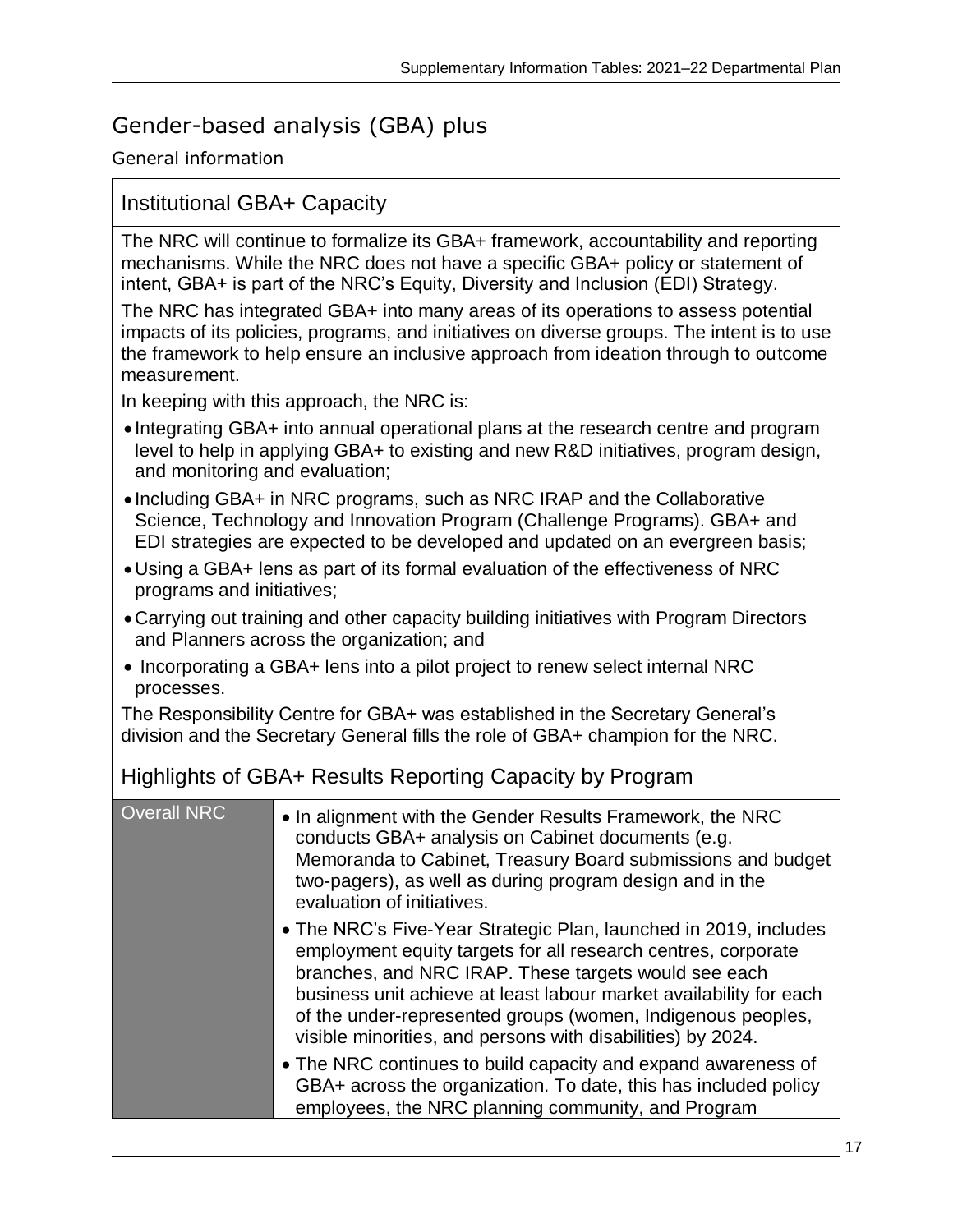## Gender-based analysis (GBA) plus

### General information

| Institutional GBA+ Capacity |
| --- |
| The NRC will continue to formalize its GBA+ framework, accountability and reporting mechanisms. While the NRC does not have a specific GBA+ policy or statement of intent, GBA+ is part of the NRC's Equity, Diversity and Inclusion (EDI) Strategy.<br><br>The NRC has integrated GBA+ into many areas of its operations to assess potential impacts of its policies, programs, and initiatives on diverse groups. The intent is to use the framework to help ensure an inclusive approach from ideation through to outcome measurement.<br><br>In keeping with this approach, the NRC is:<br>• Integrating GBA+ into annual operational plans at the research centre and program level to help in applying GBA+ to existing and new R&D initiatives, program design, and monitoring and evaluation;<br>• Including GBA+ in NRC programs, such as NRC IRAP and the Collaborative Science, Technology and Innovation Program (Challenge Programs). GBA+ and EDI strategies are expected to be developed and updated on an evergreen basis;<br>• Using a GBA+ lens as part of its formal evaluation of the effectiveness of NRC programs and initiatives;<br>• Carrying out training and other capacity building initiatives with Program Directors and Planners across the organization; and<br>• Incorporating a GBA+ lens into a pilot project to renew select internal NRC processes.<br><br>The Responsibility Centre for GBA+ was established in the Secretary General's division and the Secretary General fills the role of GBA+ champion for the NRC. |

| Highlights of GBA+ Results Reporting Capacity by Program | |
| --- | --- |
| Overall NRC | • In alignment with the Gender Results Framework, the NRC conducts GBA+ analysis on Cabinet documents (e.g. Memoranda to Cabinet, Treasury Board submissions and budget two-pagers), as well as during program design and in the evaluation of initiatives.<br>• The NRC's Five-Year Strategic Plan, launched in 2019, includes employment equity targets for all research centres, corporate branches, and NRC IRAP. These targets would see each business unit achieve at least labour market availability for each of the under-represented groups (women, Indigenous peoples, visible minorities, and persons with disabilities) by 2024.<br>• The NRC continues to build capacity and expand awareness of GBA+ across the organization. To date, this has included policy employees, the NRC planning community, and Program |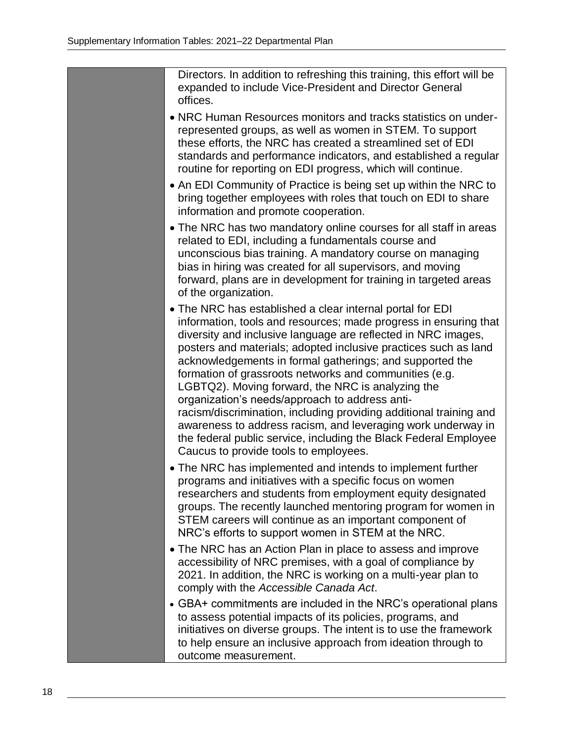| | |
|---|---|
| | Directors. In addition to refreshing this training, this effort will be expanded to include Vice-President and Director General offices.<br>• NRC Human Resources monitors and tracks statistics on under-represented groups, as well as women in STEM. To support these efforts, the NRC has created a streamlined set of EDI standards and performance indicators, and established a regular routine for reporting on EDI progress, which will continue.<br>• An EDI Community of Practice is being set up within the NRC to bring together employees with roles that touch on EDI to share information and promote cooperation.<br>• The NRC has two mandatory online courses for all staff in areas related to EDI, including a fundamentals course and unconscious bias training. A mandatory course on managing bias in hiring was created for all supervisors, and moving forward, plans are in development for training in targeted areas of the organization.<br>• The NRC has established a clear internal portal for EDI information, tools and resources; made progress in ensuring that diversity and inclusive language are reflected in NRC images, posters and materials; adopted inclusive practices such as land acknowledgements in formal gatherings; and supported the formation of grassroots networks and communities (e.g. LGBTQ2). Moving forward, the NRC is analyzing the organization's needs/approach to address anti-racism/discrimination, including providing additional training and awareness to address racism, and leveraging work underway in the federal public service, including the Black Federal Employee Caucus to provide tools to employees.<br>• The NRC has implemented and intends to implement further programs and initiatives with a specific focus on women researchers and students from employment equity designated groups. The recently launched mentoring program for women in STEM careers will continue as an important component of NRC's efforts to support women in STEM at the NRC.<br>• The NRC has an Action Plan in place to assess and improve accessibility of NRC premises, with a goal of compliance by 2021. In addition, the NRC is working on a multi-year plan to comply with the *Accessible Canada Act*.<br>• GBA+ commitments are included in the NRC's operational plans to assess potential impacts of its policies, programs, and initiatives on diverse groups. The intent is to use the framework to help ensure an inclusive approach from ideation through to outcome measurement. |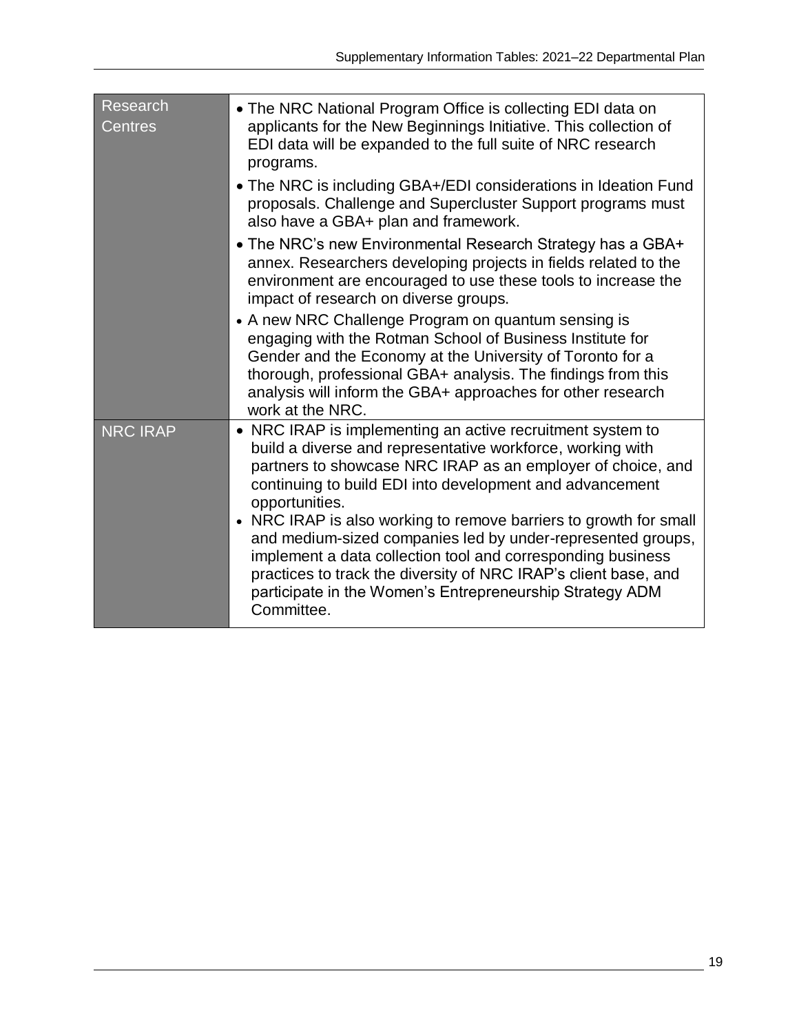| | |
|---|---|
| Research Centres | • The NRC National Program Office is collecting EDI data on applicants for the New Beginnings Initiative. This collection of EDI data will be expanded to the full suite of NRC research programs.<br>• The NRC is including GBA+/EDI considerations in Ideation Fund proposals. Challenge and Supercluster Support programs must also have a GBA+ plan and framework.<br>• The NRC's new Environmental Research Strategy has a GBA+ annex. Researchers developing projects in fields related to the environment are encouraged to use these tools to increase the impact of research on diverse groups.<br>• A new NRC Challenge Program on quantum sensing is engaging with the Rotman School of Business Institute for Gender and the Economy at the University of Toronto for a thorough, professional GBA+ analysis. The findings from this analysis will inform the GBA+ approaches for other research work at the NRC. |
| NRC IRAP | • NRC IRAP is implementing an active recruitment system to build a diverse and representative workforce, working with partners to showcase NRC IRAP as an employer of choice, and continuing to build EDI into development and advancement opportunities.<br>• NRC IRAP is also working to remove barriers to growth for small and medium-sized companies led by under-represented groups, implement a data collection tool and corresponding business practices to track the diversity of NRC IRAP's client base, and participate in the Women's Entrepreneurship Strategy ADM Committee. |